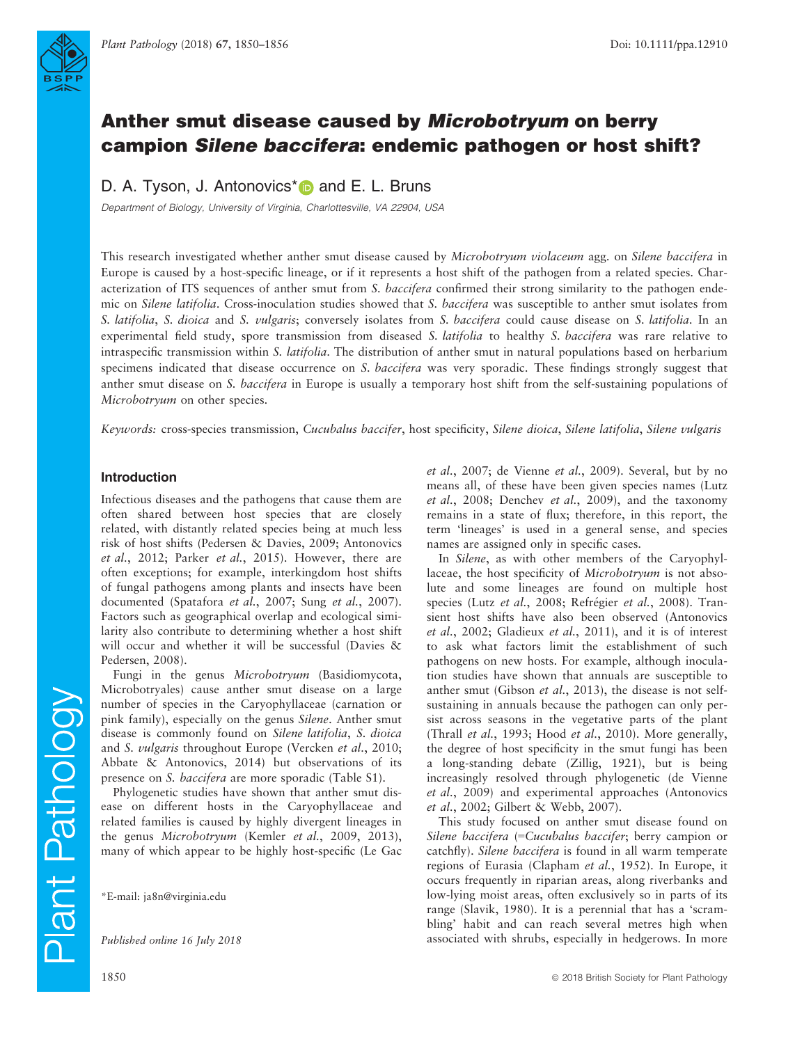# Anther smut disease caused by *Microbotryum* on berry campion *Silene baccifera*: endemic pathogen or host shift?

D. A. Tyson, J. Antonovics* and E. L. Bruns

*Department of Biology, University of Virginia, Charlottesville, VA 22904, USA*

This research investigated whether anther smut disease caused by *Microbotryum violaceum* agg. on *Silene baccifera* in Europe is caused by a host-specific lineage, or if it represents a host shift of the pathogen from a related species. Characterization of ITS sequences of anther smut from *S. baccifera* confirmed their strong similarity to the pathogen endemic on *Silene latifolia*. Cross-inoculation studies showed that *S. baccifera* was susceptible to anther smut isolates from *S. latifolia*, *S. dioica* and *S. vulgaris*; conversely isolates from *S. baccifera* could cause disease on *S. latifolia*. In an experimental field study, spore transmission from diseased *S. latifolia* to healthy *S. baccifera* was rare relative to intraspecific transmission within *S. latifolia*. The distribution of anther smut in natural populations based on herbarium specimens indicated that disease occurrence on *S. baccifera* was very sporadic. These findings strongly suggest that anther smut disease on *S. baccifera* in Europe is usually a temporary host shift from the self-sustaining populations of *Microbotryum* on other species.

*Keywords:* cross-species transmission, *Cucubalus baccifer*, host specificity, *Silene dioica*, *Silene latifolia*, *Silene vulgaris*

## Introduction

Infectious diseases and the pathogens that cause them are often shared between host species that are closely related, with distantly related species being at much less risk of host shifts (Pedersen & Davies, 2009; Antonovics *et al.*, 2012; Parker *et al.*, 2015). However, there are often exceptions; for example, interkingdom host shifts of fungal pathogens among plants and insects have been documented (Spatafora *et al.*, 2007; Sung *et al.*, 2007). Factors such as geographical overlap and ecological similarity also contribute to determining whether a host shift will occur and whether it will be successful (Davies & Pedersen, 2008).

Fungi in the genus *Microbotryum* (Basidiomycota, Microbotryales) cause anther smut disease on a large number of species in the Caryophyllaceae (carnation or pink family), especially on the genus *Silene*. Anther smut disease is commonly found on *Silene latifolia*, *S. dioica* and *S. vulgaris* throughout Europe (Vercken *et al.*, 2010; Abbate & Antonovics, 2014) but observations of its presence on *S. baccifera* are more sporadic (Table S1).

Phylogenetic studies have shown that anther smut disease on different hosts in the Caryophyllaceae and related families is caused by highly divergent lineages in the genus *Microbotryum* (Kemler *et al.*, 2009, 2013), many of which appear to be highly host-specific (Le Gac *et al.*, 2007; de Vienne *et al.*, 2009). Several, but by no means all, of these have been given species names (Lutz *et al.*, 2008; Denchev *et al.*, 2009), and the taxonomy remains in a state of flux; therefore, in this report, the term 'lineages' is used in a general sense, and species names are assigned only in specific cases.

In *Silene*, as with other members of the Caryophyllaceae, the host specificity of *Microbotryum* is not absolute and some lineages are found on multiple host species (Lutz *et al.*, 2008; Refrégier *et al.*, 2008). Transient host shifts have also been observed (Antonovics *et al.*, 2002; Gladieux *et al.*, 2011), and it is of interest to ask what factors limit the establishment of such pathogens on new hosts. For example, although inoculation studies have shown that annuals are susceptible to anther smut (Gibson *et al.*, 2013), the disease is not self-sustaining in annuals because the pathogen can only persist across seasons in the vegetative parts of the plant (Thrall *et al.*, 1993; Hood *et al.*, 2010). More generally, the degree of host specificity in the smut fungi has been a long-standing debate (Zillig, 1921), but is being increasingly resolved through phylogenetic (de Vienne *et al.*, 2009) and experimental approaches (Antonovics *et al.*, 2002; Gilbert & Webb, 2007).

This study focused on anther smut disease found on *Silene baccifera* (=*Cucubalus baccifer*; berry campion or catchfly). *Silene baccifera* is found in all warm temperate regions of Eurasia (Clapham *et al.*, 1952). In Europe, it occurs frequently in riparian areas, along riverbanks and low-lying moist areas, often exclusively so in parts of its range (Slavik, 1980). It is a perennial that has a 'scrambling' habit and can reach several metres high when associated with shrubs, especially in hedgerows. In more

*E-mail: ja8n@virginia.edu

*Published online 16 July 2018*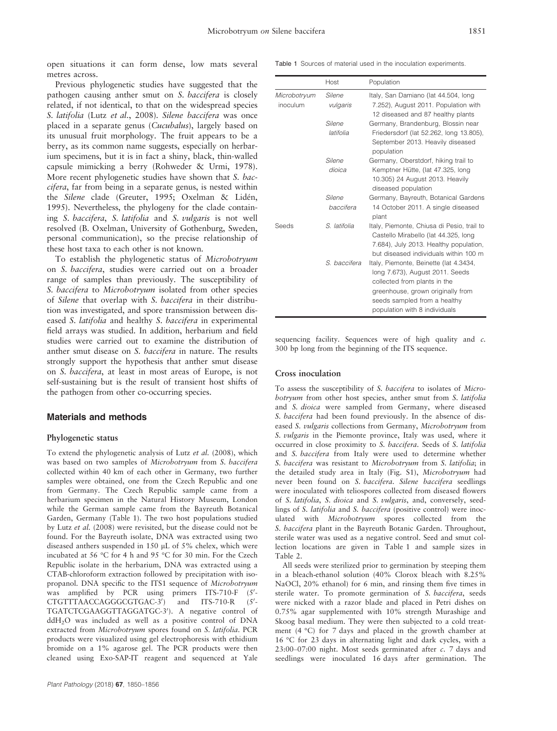open situations it can form dense, low mats several metres across.

Previous phylogenetic studies have suggested that the pathogen causing anther smut on *S. baccifera* is closely related, if not identical, to that on the widespread species *S. latifolia* (Lutz *et al*., 2008). *Silene baccifera* was once placed in a separate genus (*Cucubalus*), largely based on its unusual fruit morphology. The fruit appears to be a berry, as its common name suggests, especially on herbarium specimens, but it is in fact a shiny, black, thin-walled capsule mimicking a berry (Rohweder & Urmi, 1978). More recent phylogenetic studies have shown that *S. baccifera*, far from being in a separate genus, is nested within the *Silene* clade (Greuter, 1995; Oxelman & Lidén, 1995). Nevertheless, the phylogeny for the clade containing *S. baccifera*, *S. latifolia* and *S. vulgaris* is not well resolved (B. Oxelman, University of Gothenburg, Sweden, personal communication), so the precise relationship of these host taxa to each other is not known.

To establish the phylogenetic status of *Microbotryum* on *S. baccifera*, studies were carried out on a broader range of samples than previously. The susceptibility of *S. baccifera* to *Microbotryum* isolated from other species of *Silene* that overlap with *S. baccifera* in their distribution was investigated, and spore transmission between diseased *S. latifolia* and healthy *S. baccifera* in experimental field arrays was studied. In addition, herbarium and field studies were carried out to examine the distribution of anther smut disease on *S. baccifera* in nature. The results strongly support the hypothesis that anther smut disease on *S. baccifera*, at least in most areas of Europe, is not self-sustaining but is the result of transient host shifts of the pathogen from other co-occurring species.

## Materials and methods

### Phylogenetic status

To extend the phylogenetic analysis of Lutz *et al*. (2008), which was based on two samples of *Microbotryum* from *S. baccifera* collected within 40 km of each other in Germany, two further samples were obtained, one from the Czech Republic and one from Germany. The Czech Republic sample came from a herbarium specimen in the Natural History Museum, London while the German sample came from the Bayreuth Botanical Garden, Germany (Table 1). The two host populations studied by Lutz *et al*. (2008) were revisited, but the disease could not be found. For the Bayreuth isolate, DNA was extracted using two diseased anthers suspended in 150 μL of 5% chelex, which were incubated at 56 °C for 4 h and 95 °C for 30 min. For the Czech Republic isolate in the herbarium, DNA was extracted using a CTAB-chloroform extraction followed by precipitation with isopropanol. DNA specific to the ITS1 sequence of *Microbotryum* was amplified by PCR using primers ITS-710-F (5′-CTGTTTAACCAGGGCGTGAC-3′) and ITS-710-R (5′-TGATCTCGAAGGTTAGGATGC-3′). A negative control of $ddH_2O$ was included as well as a positive control of DNA extracted from *Microbotryum* spores found on *S. latifolia*. PCR products were visualized using gel electrophoresis with ethidium bromide on a 1% agarose gel. The PCR products were then cleaned using Exo-SAP-IT reagent and sequenced at Yale sequencing facility. Sequences were of high quality and *c*. 300 bp long from the beginning of the ITS sequence.

Table 1 Sources of material used in the inoculation experiments.

| | Host | Population |
|---|---|---|
| *Microbotryum* inoculum | *Silene vulgaris* | Italy, San Damiano (lat 44.504, long 7.252), August 2011. Population with 12 diseased and 87 healthy plants |
| | *Silene latifolia* | Germany, Brandenburg, Blossin near Friedersdorf (lat 52.262, long 13.805), September 2013. Heavily diseased population |
| | *Silene dioica* | Germany, Oberstdorf, hiking trail to Kemptner Hütte, (lat 47.325, long 10.305) 24 August 2013. Heavily diseased population |
| | *Silene baccifera* | Germany, Bayreuth, Botanical Gardens 14 October 2011. A single diseased plant |
| Seeds | *S. latifolia* | Italy, Piemonte, Chiusa di Pesio, trail to Castello Mirabello (lat 44.325, long 7.684), July 2013. Healthy population, but diseased individuals within 100 m |
| | *S. baccifera* | Italy, Piemonte, Beinette (lat 4.3434, long 7.673), August 2011. Seeds collected from plants in the greenhouse, grown originally from seeds sampled from a healthy population with 8 individuals |

### Cross inoculation

To assess the susceptibility of *S. baccifera* to isolates of *Microbotryum* from other host species, anther smut from *S. latifolia* and *S. dioica* were sampled from Germany, where diseased *S. baccifera* had been found previously. In the absence of diseased *S. vulgaris* collections from Germany, *Microbotryum* from *S. vulgaris* in the Piemonte province, Italy was used, where it occurred in close proximity to *S. baccifera*. Seeds of *S. latifolia* and *S. baccifera* from Italy were used to determine whether *S. baccifera* was resistant to *Microbotryum* from *S. latifolia*; in the detailed study area in Italy (Fig. S1), *Microbotryum* had never been found on *S. baccifera*. *Silene baccifera* seedlings were inoculated with teliospores collected from diseased flowers of *S. latifolia*, *S. dioica* and *S. vulgaris*, and, conversely, seedlings of *S. latifolia* and *S. baccifera* (positive control) were inoculated with *Microbotryum* spores collected from the *S. baccifera* plant in the Bayreuth Botanic Garden. Throughout, sterile water was used as a negative control. Seed and smut collection locations are given in Table 1 and sample sizes in Table 2.

All seeds were sterilized prior to germination by steeping them in a bleach-ethanol solution (40% Clorox bleach with 8.25% NaOCl, 20% ethanol) for 6 min, and rinsing them five times in sterile water. To promote germination of *S. baccifera*, seeds were nicked with a razor blade and placed in Petri dishes on 0.75% agar supplemented with 10% strength Murashige and Skoog basal medium. They were then subjected to a cold treatment (4 °C) for 7 days and placed in the growth chamber at 16 °C for 23 days in alternating light and dark cycles, with a 23:00–07:00 night. Most seeds germinated after *c*. 7 days and seedlings were inoculated 16 days after germination. The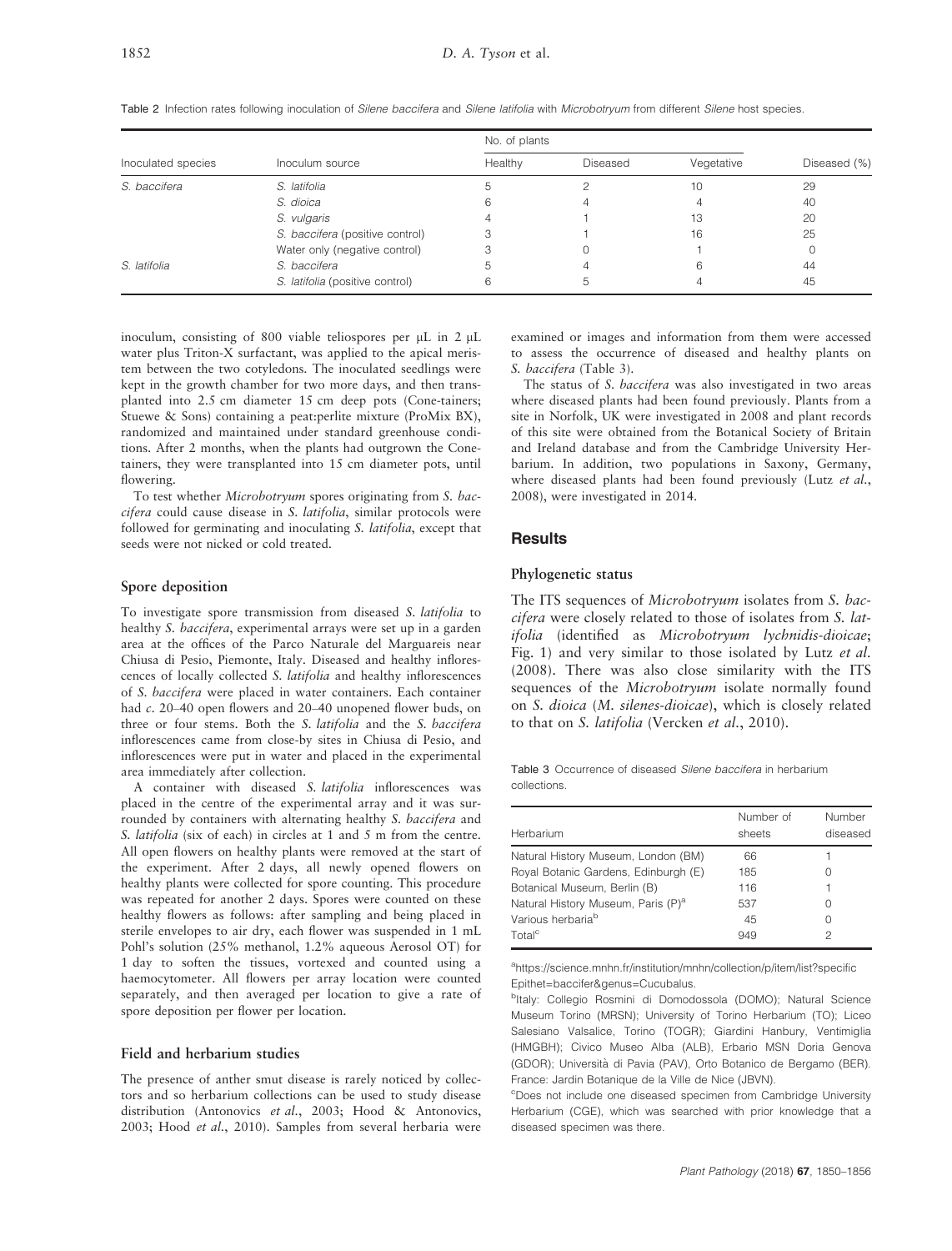Table 2 Infection rates following inoculation of *Silene baccifera* and *Silene latifolia* with *Microbotryum* from different *Silene* host species.

| Inoculated species | Inoculum source | No. of plants | | | Diseased (%) |
|---|---|---|---|---|---|
| | | Healthy | Diseased | Vegetative | |
| *S. baccifera* | *S. latifolia* | 5 | 2 | 10 | 29 |
| | *S. dioica* | 6 | 4 | 4 | 40 |
| | *S. vulgaris* | 4 | 1 | 13 | 20 |
| | *S. baccifera* (positive control) | 3 | 1 | 16 | 25 |
| | Water only (negative control) | 3 | 0 | 1 | 0 |
| *S. latifolia* | *S. baccifera* | 5 | 4 | 6 | 44 |
| | *S. latifolia* (positive control) | 6 | 5 | 4 | 45 |

inoculum, consisting of 800 viable teliospores per μL in 2 μL water plus Triton-X surfactant, was applied to the apical meristem between the two cotyledons. The inoculated seedlings were kept in the growth chamber for two more days, and then transplanted into 2.5 cm diameter 15 cm deep pots (Cone-tainers; Stuewe & Sons) containing a peat:perlite mixture (ProMix BX), randomized and maintained under standard greenhouse conditions. After 2 months, when the plants had outgrown the Cone-tainers, they were transplanted into 15 cm diameter pots, until flowering.

To test whether *Microbotryum* spores originating from *S. baccifera* could cause disease in *S. latifolia*, similar protocols were followed for germinating and inoculating *S. latifolia*, except that seeds were not nicked or cold treated.

### Spore deposition

To investigate spore transmission from diseased *S. latifolia* to healthy *S. baccifera*, experimental arrays were set up in a garden area at the offices of the Parco Naturale del Marguareis near Chiusa di Pesio, Piemonte, Italy. Diseased and healthy inflorescences of locally collected *S. latifolia* and healthy inflorescences of *S. baccifera* were placed in water containers. Each container had *c.* 20–40 open flowers and 20–40 unopened flower buds, on three or four stems. Both the *S. latifolia* and the *S. baccifera* inflorescences came from close-by sites in Chiusa di Pesio, and inflorescences were put in water and placed in the experimental area immediately after collection.

A container with diseased *S. latifolia* inflorescences was placed in the centre of the experimental array and it was surrounded by containers with alternating healthy *S. baccifera* and *S. latifolia* (six of each) in circles at 1 and 5 m from the centre. All open flowers on healthy plants were removed at the start of the experiment. After 2 days, all newly opened flowers on healthy plants were collected for spore counting. This procedure was repeated for another 2 days. Spores were counted on these healthy flowers as follows: after sampling and being placed in sterile envelopes to air dry, each flower was suspended in 1 mL Pohl's solution (25% methanol, 1.2% aqueous Aerosol OT) for 1 day to soften the tissues, vortexed and counted using a haemocytometer. All flowers per array location were counted separately, and then averaged per location to give a rate of spore deposition per flower per location.

### Field and herbarium studies

The presence of anther smut disease is rarely noticed by collectors and so herbarium collections can be used to study disease distribution (Antonovics *et al.*, 2003; Hood & Antonovics, 2003; Hood *et al.*, 2010). Samples from several herbaria were examined or images and information from them were accessed to assess the occurrence of diseased and healthy plants on *S. baccifera* (Table 3).

The status of *S. baccifera* was also investigated in two areas where diseased plants had been found previously. Plants from a site in Norfolk, UK were investigated in 2008 and plant records of this site were obtained from the Botanical Society of Britain and Ireland database and from the Cambridge University Herbarium. In addition, two populations in Saxony, Germany, where diseased plants had been found previously (Lutz *et al.*, 2008), were investigated in 2014.

## Results

### Phylogenetic status

The ITS sequences of *Microbotryum* isolates from *S. baccifera* were closely related to those of isolates from *S. latifolia* (identified as *Microbotryum lychnidis-dioicae*; Fig. 1) and very similar to those isolated by Lutz *et al.* (2008). There was also close similarity with the ITS sequences of the *Microbotryum* isolate normally found on *S. dioica* (*M. silenes-dioicae*), which is closely related to that on *S. latifolia* (Vercken *et al.*, 2010).

Table 3 Occurrence of diseased *Silene baccifera* in herbarium collections.

| Herbarium | Number of sheets | Number diseased |
|---|---|---|
| Natural History Museum, London (BM) | 66 | 1 |
| Royal Botanic Gardens, Edinburgh (E) | 185 | 0 |
| Botanical Museum, Berlin (B) | 116 | 1 |
| Natural History Museum, Paris (P)[a] | 537 | 0 |
| Various herbaria[b] | 45 | 0 |
| Total[c] | 949 | 2 |

[a]https://science.mnhn.fr/institution/mnhn/collection/p/item/list?specificEpithet=baccifer&genus=Cucubalus.

[b]Italy: Collegio Rosmini di Domodossola (DOMO); Natural Science Museum Torino (MRSN); University of Torino Herbarium (TO); Liceo Salesiano Valsalice, Torino (TOGR); Giardini Hanbury, Ventimiglia (HMGBH); Civico Museo Alba (ALB), Erbario MSN Doria Genova (GDOR); Università di Pavia (PAV), Orto Botanico de Bergamo (BER). France: Jardin Botanique de la Ville de Nice (JBVN).

[c]Does not include one diseased specimen from Cambridge University Herbarium (CGE), which was searched with prior knowledge that a diseased specimen was there.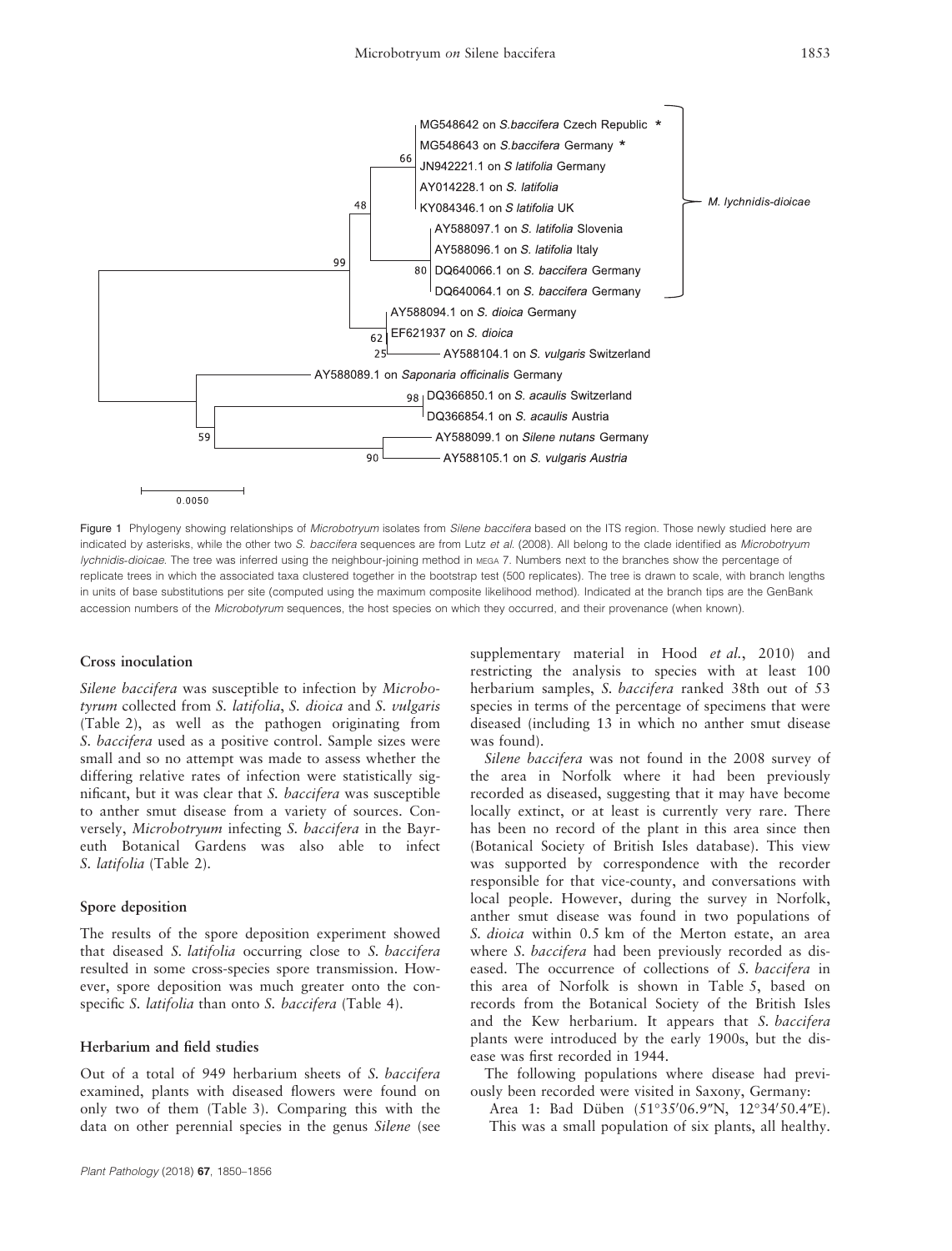Figure 1 Phylogeny showing relationships of *Microbotryum* isolates from *Silene baccifera* based on the ITS region. Those newly studied here are indicated by asterisks, while the other two *S. baccifera* sequences are from Lutz *et al.* (2008). All belong to the clade identified as *Microbotryum lychnidis-dioicae*. The tree was inferred using the neighbour-joining method in MEGA 7. Numbers next to the branches show the percentage of replicate trees in which the associated taxa clustered together in the bootstrap test (500 replicates). The tree is drawn to scale, with branch lengths in units of base substitutions per site (computed using the maximum composite likelihood method). Indicated at the branch tips are the GenBank accession numbers of the *Microbotryum* sequences, the host species on which they occurred, and their provenance (when known).

### Cross inoculation

*Silene baccifera* was susceptible to infection by *Microbotryum* collected from *S. latifolia*, *S. dioica* and *S. vulgaris* (Table 2), as well as the pathogen originating from *S. baccifera* used as a positive control. Sample sizes were small and so no attempt was made to assess whether the differing relative rates of infection were statistically significant, but it was clear that *S. baccifera* was susceptible to anther smut disease from a variety of sources. Conversely, *Microbotryum* infecting *S. baccifera* in the Bayreuth Botanical Gardens was also able to infect *S. latifolia* (Table 2).

### Spore deposition

The results of the spore deposition experiment showed that diseased *S. latifolia* occurring close to *S. baccifera* resulted in some cross-species spore transmission. However, spore deposition was much greater onto the conspecific *S. latifolia* than onto *S. baccifera* (Table 4).

### Herbarium and field studies

Out of a total of 949 herbarium sheets of *S. baccifera* examined, plants with diseased flowers were found on only two of them (Table 3). Comparing this with the data on other perennial species in the genus *Silene* (see supplementary material in Hood *et al.*, 2010) and restricting the analysis to species with at least 100 herbarium samples, *S. baccifera* ranked 38th out of 53 species in terms of the percentage of specimens that were diseased (including 13 in which no anther smut disease was found).

*Silene baccifera* was not found in the 2008 survey of the area in Norfolk where it had been previously recorded as diseased, suggesting that it may have become locally extinct, or at least is currently very rare. There has been no record of the plant in this area since then (Botanical Society of British Isles database). This view was supported by correspondence with the recorder responsible for that vice-county, and conversations with local people. However, during the survey in Norfolk, anther smut disease was found in two populations of *S. dioica* within 0.5 km of the Merton estate, an area where *S. baccifera* had been previously recorded as diseased. The occurrence of collections of *S. baccifera* in this area of Norfolk is shown in Table 5, based on records from the Botanical Society of the British Isles and the Kew herbarium. It appears that *S. baccifera* plants were introduced by the early 1900s, but the disease was first recorded in 1944.

The following populations where disease had previously been recorded were visited in Saxony, Germany:

Area 1: Bad Düben (51°35′06.9″N, 12°34′50.4″E). This was a small population of six plants, all healthy.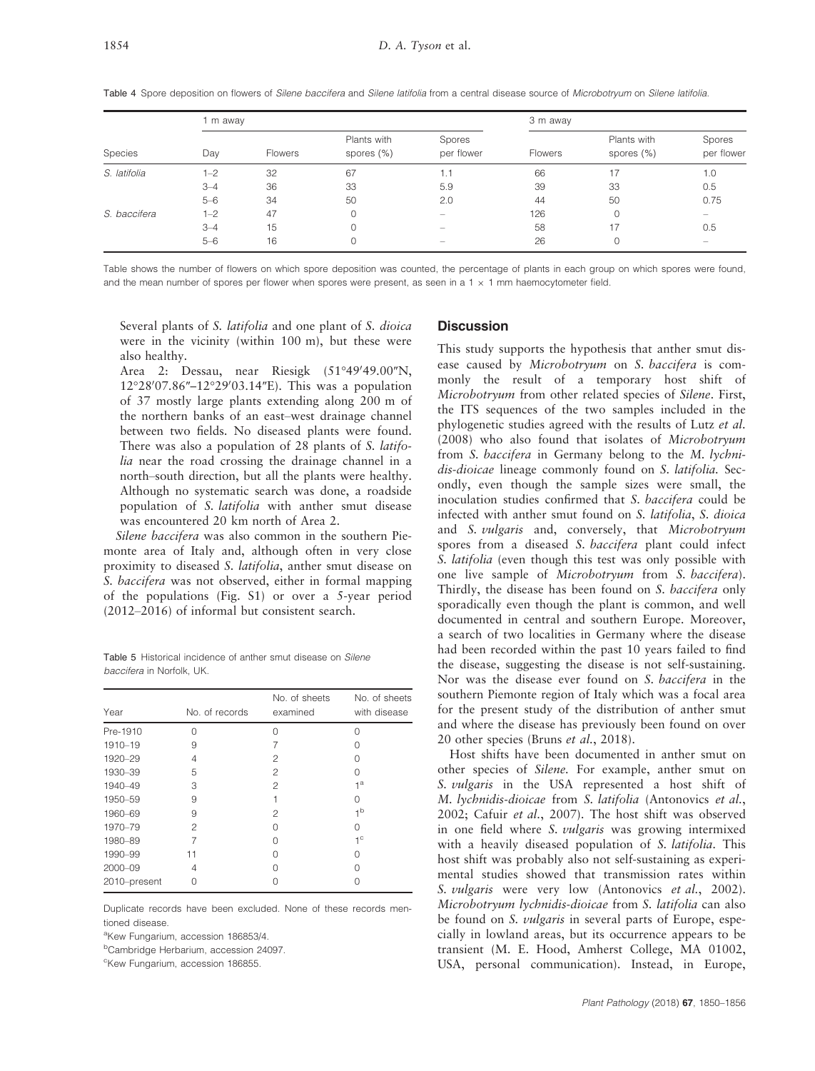Table 4 Spore deposition on flowers of *Silene baccifera* and *Silene latifolia* from a central disease source of *Microbotryum* on *Silene latifolia*.

| Species | 1 m away | | | | 3 m away | | |
|---|---|---|---|---|---|---|---|
| | Day | Flowers | Plants with spores (%) | Spores per flower | Flowers | Plants with spores (%) | Spores per flower |
| *S. latifolia* | 1–2 | 32 | 67 | 1.1 | 66 | 17 | 1.0 |
| | 3–4 | 36 | 33 | 5.9 | 39 | 33 | 0.5 |
| | 5–6 | 34 | 50 | 2.0 | 44 | 50 | 0.75 |
| *S. baccifera* | 1–2 | 47 | 0 | – | 126 | 0 | – |
| | 3–4 | 15 | 0 | – | 58 | 17 | 0.5 |
| | 5–6 | 16 | 0 | – | 26 | 0 | – |

Table shows the number of flowers on which spore deposition was counted, the percentage of plants in each group on which spores were found, and the mean number of spores per flower when spores were present, as seen in a 1 × 1 mm haemocytometer field.

Several plants of *S. latifolia* and one plant of *S. dioica* were in the vicinity (within 100 m), but these were also healthy.

Area 2: Dessau, near Riesigk (51°49′49.00″N, 12°28′07.86″–12°29′03.14″E). This was a population of 37 mostly large plants extending along 200 m of the northern banks of an east–west drainage channel between two fields. No diseased plants were found. There was also a population of 28 plants of *S. latifolia* near the road crossing the drainage channel in a north–south direction, but all the plants were healthy. Although no systematic search was done, a roadside population of *S. latifolia* with anther smut disease was encountered 20 km north of Area 2.

*Silene baccifera* was also common in the southern Piemonte area of Italy and, although often in very close proximity to diseased *S. latifolia*, anther smut disease on *S. baccifera* was not observed, either in formal mapping of the populations (Fig. S1) or over a 5-year period (2012–2016) of informal but consistent search.

Table 5 Historical incidence of anther smut disease on *Silene baccifera* in Norfolk, UK.

| Year | No. of records | No. of sheets examined | No. of sheets with disease |
|---|---|---|---|
| Pre-1910 | 0 | 0 | 0 |
| 1910–19 | 9 | 7 | 0 |
| 1920–29 | 4 | 2 | 0 |
| 1930–39 | 5 | 2 | 0 |
| 1940–49 | 3 | 2 | 1[a] |
| 1950–59 | 9 | 1 | 0 |
| 1960–69 | 9 | 2 | 1[b] |
| 1970–79 | 2 | 0 | 0 |
| 1980–89 | 7 | 0 | 1[c] |
| 1990–99 | 11 | 0 | 0 |
| 2000–09 | 4 | 0 | 0 |
| 2010–present | 0 | 0 | 0 |

Duplicate records have been excluded. None of these records mentioned disease.

[a]Kew Fungarium, accession 186853/4.

[b]Cambridge Herbarium, accession 24097.

[c]Kew Fungarium, accession 186855.

## Discussion

This study supports the hypothesis that anther smut disease caused by *Microbotryum* on *S. baccifera* is commonly the result of a temporary host shift of *Microbotryum* from other related species of *Silene*. First, the ITS sequences of the two samples included in the phylogenetic studies agreed with the results of Lutz *et al.* (2008) who also found that isolates of *Microbotryum* from *S. baccifera* in Germany belong to the *M. lychnidis-dioicae* lineage commonly found on *S. latifolia*. Secondly, even though the sample sizes were small, the inoculation studies confirmed that *S. baccifera* could be infected with anther smut found on *S. latifolia*, *S. dioica* and *S. vulgaris* and, conversely, that *Microbotryum* spores from a diseased *S. baccifera* plant could infect *S. latifolia* (even though this test was only possible with one live sample of *Microbotryum* from *S. baccifera*). Thirdly, the disease has been found on *S. baccifera* only sporadically even though the plant is common, and well documented in central and southern Europe. Moreover, a search of two localities in Germany where the disease had been recorded within the past 10 years failed to find the disease, suggesting the disease is not self-sustaining. Nor was the disease ever found on *S. baccifera* in the southern Piemonte region of Italy which was a focal area for the present study of the distribution of anther smut and where the disease has previously been found on over 20 other species (Bruns *et al.*, 2018).

Host shifts have been documented in anther smut on other species of *Silene*. For example, anther smut on *S. vulgaris* in the USA represented a host shift of *M. lychnidis-dioicae* from *S. latifolia* (Antonovics *et al.*, 2002; Cafuir *et al.*, 2007). The host shift was observed in one field where *S. vulgaris* was growing intermixed with a heavily diseased population of *S. latifolia*. This host shift was probably also not self-sustaining as experimental studies showed that transmission rates within *S. vulgaris* were very low (Antonovics *et al.*, 2002). *Microbotryum lychnidis-dioicae* from *S. latifolia* can also be found on *S. vulgaris* in several parts of Europe, especially in lowland areas, but its occurrence appears to be transient (M. E. Hood, Amherst College, MA 01002, USA, personal communication). Instead, in Europe,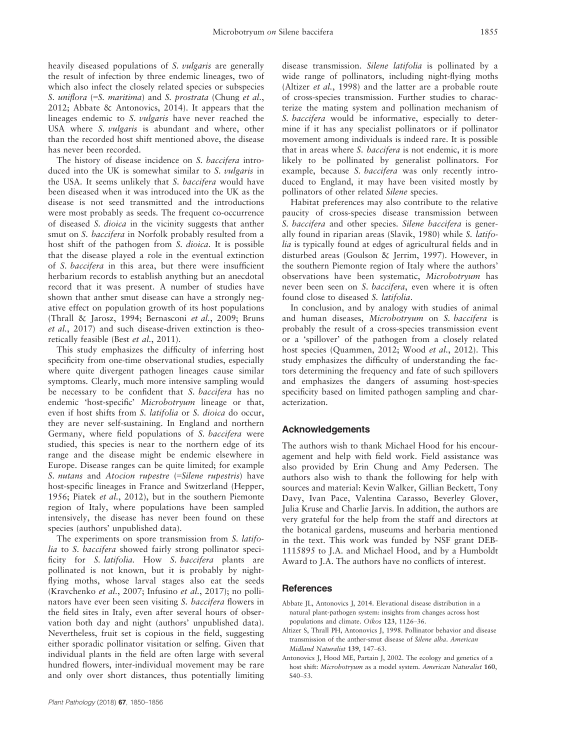heavily diseased populations of *S. vulgaris* are generally the result of infection by three endemic lineages, two of which also infect the closely related species or subspecies *S. uniflora* (=*S. maritima*) and *S. prostrata* (Chung *et al.*, 2012; Abbate & Antonovics, 2014). It appears that the lineages endemic to *S. vulgaris* have never reached the USA where *S. vulgaris* is abundant and where, other than the recorded host shift mentioned above, the disease has never been recorded.

The history of disease incidence on *S. baccifera* introduced into the UK is somewhat similar to *S. vulgaris* in the USA. It seems unlikely that *S. baccifera* would have been diseased when it was introduced into the UK as the disease is not seed transmitted and the introductions were most probably as seeds. The frequent co-occurrence of diseased *S. dioica* in the vicinity suggests that anther smut on *S. baccifera* in Norfolk probably resulted from a host shift of the pathogen from *S. dioica*. It is possible that the disease played a role in the eventual extinction of *S. baccifera* in this area, but there were insufficient herbarium records to establish anything but an anecdotal record that it was present. A number of studies have shown that anther smut disease can have a strongly negative effect on population growth of its host populations (Thrall & Jarosz, 1994; Bernasconi *et al.*, 2009; Bruns *et al.*, 2017) and such disease-driven extinction is theoretically feasible (Best *et al.*, 2011).

This study emphasizes the difficulty of inferring host specificity from one-time observational studies, especially where quite divergent pathogen lineages cause similar symptoms. Clearly, much more intensive sampling would be necessary to be confident that *S. baccifera* has no endemic 'host-specific' *Microbotryum* lineage or that, even if host shifts from *S. latifolia* or *S. dioica* do occur, they are never self-sustaining. In England and northern Germany, where field populations of *S. baccifera* were studied, this species is near to the northern edge of its range and the disease might be endemic elsewhere in Europe. Disease ranges can be quite limited; for example *S. nutans* and *Atocion rupestre* (=*Silene rupestris*) have host-specific lineages in France and Switzerland (Hepper, 1956; Piatek *et al.*, 2012), but in the southern Piemonte region of Italy, where populations have been sampled intensively, the disease has never been found on these species (authors' unpublished data).

The experiments on spore transmission from *S. latifolia* to *S. baccifera* showed fairly strong pollinator specificity for *S. latifolia*. How *S. baccifera* plants are pollinated is not known, but it is probably by night-flying moths, whose larval stages also eat the seeds (Kravchenko *et al.*, 2007; Infusino *et al.*, 2017); no pollinators have ever been seen visiting *S. baccifera* flowers in the field sites in Italy, even after several hours of observation both day and night (authors' unpublished data). Nevertheless, fruit set is copious in the field, suggesting either sporadic pollinator visitation or selfing. Given that individual plants in the field are often large with several hundred flowers, inter-individual movement may be rare and only over short distances, thus potentially limiting disease transmission. *Silene latifolia* is pollinated by a wide range of pollinators, including night-flying moths (Altizer *et al.*, 1998) and the latter are a probable route of cross-species transmission. Further studies to characterize the mating system and pollination mechanism of *S. baccifera* would be informative, especially to determine if it has any specialist pollinators or if pollinator movement among individuals is indeed rare. It is possible that in areas where *S. baccifera* is not endemic, it is more likely to be pollinated by generalist pollinators. For example, because *S. baccifera* was only recently introduced to England, it may have been visited mostly by pollinators of other related *Silene* species.

Habitat preferences may also contribute to the relative paucity of cross-species disease transmission between *S. baccifera* and other species. *Silene baccifera* is generally found in riparian areas (Slavik, 1980) while *S. latifolia* is typically found at edges of agricultural fields and in disturbed areas (Goulson & Jerrim, 1997). However, in the southern Piemonte region of Italy where the authors' observations have been systematic, *Microbotryum* has never been seen on *S. baccifera*, even where it is often found close to diseased *S. latifolia*.

In conclusion, and by analogy with studies of animal and human diseases, *Microbotryum* on *S. baccifera* is probably the result of a cross-species transmission event or a 'spillover' of the pathogen from a closely related host species (Quammen, 2012; Wood *et al.*, 2012). This study emphasizes the difficulty of understanding the factors determining the frequency and fate of such spillovers and emphasizes the dangers of assuming host-species specificity based on limited pathogen sampling and characterization.

## Acknowledgements

The authors wish to thank Michael Hood for his encouragement and help with field work. Field assistance was also provided by Erin Chung and Amy Pedersen. The authors also wish to thank the following for help with sources and material: Kevin Walker, Gillian Beckett, Tony Davy, Ivan Pace, Valentina Carasso, Beverley Glover, Julia Kruse and Charlie Jarvis. In addition, the authors are very grateful for the help from the staff and directors at the botanical gardens, museums and herbaria mentioned in the text. This work was funded by NSF grant DEB-1115895 to J.A. and Michael Hood, and by a Humboldt Award to J.A. The authors have no conflicts of interest.

## References

Abbate JL, Antonovics J, 2014. Elevational disease distribution in a natural plant-pathogen system: insights from changes across host populations and climate. *Oikos* **123**, 1126–36.

Altizer S, Thrall PH, Antonovics J, 1998. Pollinator behavior and disease transmission of the anther-smut disease of *Silene alba*. *American Midland Naturalist* **139**, 147–63.

Antonovics J, Hood ME, Partain J, 2002. The ecology and genetics of a host shift: *Microbotryum* as a model system. *American Naturalist* **160**, S40–53.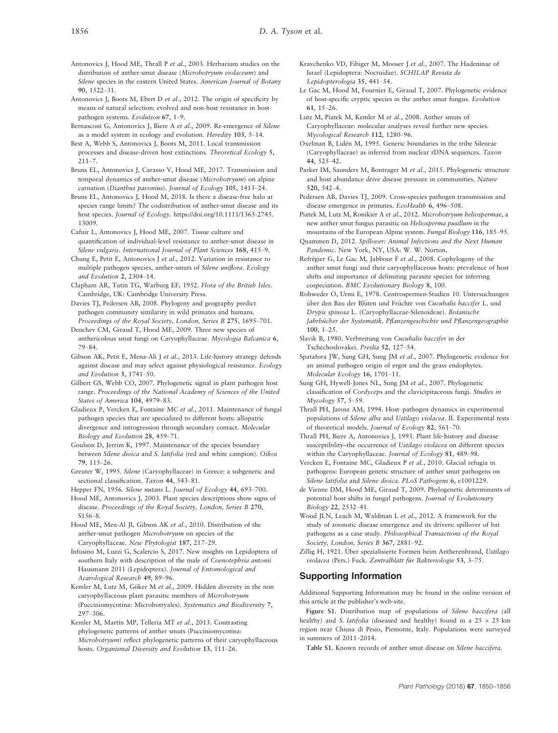Antonovics J, Hood ME, Thrall P *et al.*, 2003. Herbarium studies on the distribution of anther-smut disease (*Microbotryum violaceum*) and *Silene* species in the eastern United States. *American Journal of Botany* **90**, 1522–31.

Antonovics J, Boots M, Ebert D *et al.*, 2012. The origin of specificity by means of natural selection: evolved and non-host resistance in host-pathogen systems. *Evolution* **67**, 1–9.

Bernasconi G, Antonovics J, Biere A *et al.*, 2009. Re-emergence of *Silene* as a model system in ecology and evolution. *Heredity* **103**, 5–14.

Best A, Webb S, Antonovics J, Boots M, 2011. Local transmission processes and disease-driven host extinctions. *Theoretical Ecology* **5**, 211–7.

Bruns EL, Antonovics J, Carasso V, Hood ME, 2017. Transmission and temporal dynamics of anther-smut disease (*Microbotryum*) on alpine carnation (*Dianthus pavonius*). *Journal of Ecology* **105**, 1413–24.

Bruns EL, Antonovics J, Hood M, 2018. Is there a disease-free halo at species range limits? The codistribution of anther-smut disease and its host species. *Journal of Ecology*. https://doi.org/10.1111/1365-2745.13009.

Cafuir L, Antonovics J, Hood ME, 2007. Tissue culture and quantification of individual-level resistance to anther-smut disease in *Silene vulgaris*. *International Journal of Plant Sciences* **168**, 415–9.

Chung E, Petit E, Antonovics J *et al.*, 2012. Variation in resistance to multiple pathogen species, anther-smuts of *Silene uniflora*. *Ecology and Evolution* **2**, 2304–14.

Clapham AR, Tutin TG, Warburg EF, 1952. *Flora of the British Isles*. Cambridge, UK: Cambridge University Press.

Davies TJ, Pedersen AB, 2008. Phylogeny and geography predict pathogen community similarity in wild primates and humans. *Proceedings of the Royal Society, London, Series B* **275**, 1695–701.

Denchev CM, Giraud T, Hood ME, 2009. Three new species of anthericolous smut fungi on Caryophyllaceae. *Mycologia Balcanica* **6**, 79–84.

Gibson AK, Petit E, Mena-Ali J *et al.*, 2013. Life-history strategy defends against disease and may select against physiological resistance. *Ecology and Evolution* **3**, 1741–50.

Gilbert GS, Webb CO, 2007. Phylogenetic signal in plant pathogen host range. *Proceedings of the National Academy of Sciences of the United States of America* **104**, 4979–83.

Gladieux P, Vercken E, Fontaine MC *et al.*, 2011. Maintenance of fungal pathogen species that are specialized to different hosts: allopatric divergence and introgression through secondary contact. *Molecular Biology and Evolution* **28**, 459–71.

Goulson D, Jerrim K, 1997. Maintenance of the species boundary between *Silene dioica* and *S. latifolia* (red and white campion). *Oikos* **79**, 115–26.

Greuter W, 1995. *Silene* (Caryophyllaceae) in Greece: a subgeneric and sectional classification. *Taxon* **44**, 543–81.

Hepper FN, 1956. *Silene nutans* L. *Journal of Ecology* **44**, 693–700.

Hood ME, Antonovics J, 2003. Plant species descriptions show signs of disease. *Proceedings of the Royal Society, London, Series B* **270**, S156–8.

Hood ME, Men-Al JI, Gibson AK *et al.*, 2010. Distribution of the anther-smut pathogen *Microbotryum* on species of the Caryophyllaceae. *New Phytologist* **187**, 217–29.

Infusino M, Luzzi G, Scalercio S, 2017. New insights on Lepidoptera of southern Italy with description of the male of *Coenotephria antonii* Hausmann 2011 (Lepidoptera). *Journal of Entomological and Acarological Research* **49**, 89–96.

Kemler M, Lutz M, Göker M *et al.*, 2009. Hidden diversity in the non caryophyllaceous plant parasitic members of *Microbotryum* (Pucciniomycotina: Microbotryales). *Systematics and Biodiversity* **7**, 297–306.

Kemler M, Martín MP, Telleria MT *et al.*, 2013. Contrasting phylogenetic patterns of anther smuts (Pucciniomycotina: *Microbotryum*) reflect phylogenetic patterns of their caryophyllaceous hosts. *Organismal Diversity and Evolution* **13**, 111–26.

Kravchenko VD, Fibiger M, Mooser J *et al.*, 2007. The Hadeninae of Israel (Lepidoptera: Noctuidae). *SCHILAP Revista de Lepidopterologia* **35**, 441–54.

Le Gac M, Hood M, Fournier E, Giraud T, 2007. Phylogenetic evidence of host-specific cryptic species in the anther smut fungus. *Evolution* **61**, 15–26.

Lutz M, Piatek M, Kemler M *et al.*, 2008. Anther smuts of Caryophyllaceae: molecular analyses reveal further new species. *Mycological Research* **112**, 1280–96.

Oxelman B, Lidén M, 1995. Generic boundaries in the tribe Sileneae (Caryophyllaceae) as inferred from nuclear rDNA sequences. *Taxon* **44**, 525–42.

Parker IM, Saunders M, Bontrager M *et al.*, 2015. Phylogenetic structure and host abundance drive disease pressure in communities. *Nature* **520**, 542–4.

Pedersen AB, Davies TJ, 2009. Cross-species pathogen transmission and disease emergence in primates. *EcoHealth* **6**, 496–508.

Piatek M, Lutz M, Ronikier A *et al.*, 2012. *Microbotryum heliospermae*, a new anther smut fungus parasitic on *Heliosperma pusillum* in the mountains of the European Alpine system. *Fungal Biology* **116**, 185–95.

Quammen D, 2012. *Spillover: Animal Infections and the Next Human Pandemic*. New York, NY, USA: W. W. Norton.

Refrégier G, Le Gac M, Jabbour F *et al.*, 2008. Cophylogeny of the anther smut fungi and their caryophyllaceous hosts: prevalence of host shifts and importance of delimiting parasite species for inferring cospeciation. *BMC Evolutionary Biology* **8**, 100.

Rohweder O, Urmi E, 1978. Centrospermen-Studien 10. Untersuchungen über den Bau der Blüten und Früchte von *Cucubalis baccifer* L. und *Drypis spinosa* L. (Caryophyllaceae-Silenoideae). *Botanische Jahrbücher der Systematik, Pflanzengeschichte und Pflanzengeographie* **100**, 1–25.

Slavik B, 1980. Verbreitung von *Cucubalis baccifer* in der Tschechoslowakei. *Preslia* **52**, 127–54.

Spatafora JW, Sung GH, Sung JM *et al.*, 2007. Phylogenetic evidence for an animal pathogen origin of ergot and the grass endophytes. *Molecular Ecology* **16**, 1701–11.

Sung GH, Hywell-Jones NL, Sung JM *et al.*, 2007. Phylogenetic classification of *Cordyceps* and the clavicipitaceous fungi. *Studies in Mycology* **57**, 5–59.

Thrall PH, Jarosz AM, 1994. Host–pathogen dynamics in experimental populations of *Silene alba* and *Ustilago violacea*. II. Experimental tests of theoretical models. *Journal of Ecology* **82**, 561–70.

Thrall PH, Biere A, Antonovics J, 1993. Plant life-history and disease susceptibility–the occurrence of *Ustilago violacea* on different species within the Caryophyllaceae. *Journal of Ecology* **81**, 489–98.

Vercken E, Fontaine MC, Gladieux P *et al.*, 2010. Glacial refugia in pathogens: European genetic structure of anther smut pathogens on *Silene latifolia* and *Silene dioica*. *PLoS Pathogens* **6**, e1001229.

de Vienne DM, Hood ME, Giraud T, 2009. Phylogenetic determinants of potential host shifts in fungal pathogens. *Journal of Evolutionary Biology* **22**, 2532–41.

Wood JLN, Leach M, Waldman L *et al.*, 2012. A framework for the study of zoonotic disease emergence and its drivers: spillover of bat pathogens as a case study. *Philosophical Transactions of the Royal Society, London, Series B* **367**, 2881–92.

Zillig H, 1921. Über spezialisierte Formen beim Antherenbrand, *Ustilago violacea* (Pers.) Fuck. *Zentralblatt für Bakteriologie* **53**, 3–75.

## Supporting Information

Additional Supporting Information may be found in the online version of this article at the publisher's web-site.

**Figure S1.** Distribution map of populations of *Silene baccifera* (all healthy) and *S. latifolia* (diseased and healthy) found in a 25 × 25 km region near Chiusa di Pesio, Piemonte, Italy. Populations were surveyed in summers of 2011–2014.

**Table S1.** Known records of anther smut disease on *Silene baccifera*.